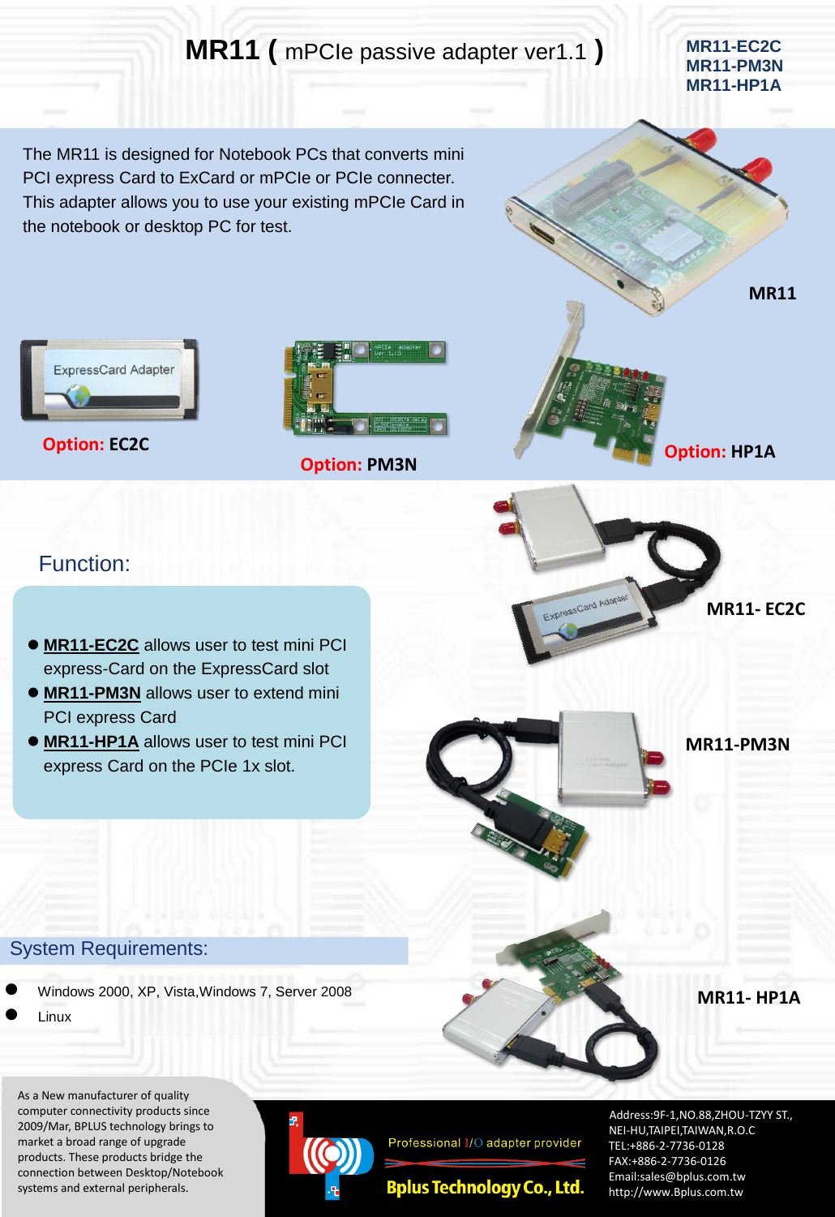# MR11 ( mPCIe passive adapter ver1.1 )

**MR11-EC2C**
**MR11-PM3N**
**MR11-HP1A**

The MR11 is designed for Notebook PCs that converts mini PCI express Card to ExCard or mPCIe or PCIe connecter. This adapter allows you to use your existing mPCIe Card in the notebook or desktop PC for test.

**MR11**

**Option: EC2C**

**Option: PM3N**

**Option: HP1A**

## Function:

- **MR11-EC2C** allows user to test mini PCI express-Card on the ExpressCard slot
- **MR11-PM3N** allows user to extend mini PCI express Card
- **MR11-HP1A** allows user to test mini PCI express Card on the PCIe 1x slot.

**MR11- EC2C**

**MR11-PM3N**

**MR11- HP1A**

## System Requirements:

- Windows 2000, XP, Vista,Windows 7, Server 2008
- Linux

As a New manufacturer of quality computer connectivity products since 2009/Mar, BPLUS technology brings to market a broad range of upgrade products. These products bridge the connection between Desktop/Notebook systems and external peripherals.

Professional I/O adapter provider

**Bplus Technology Co., Ltd.**

Address:9F-1,NO.88,ZHOU-TZYY ST., NEI-HU,TAIPEI,TAIWAN,R.O.C
TEL:+886-2-7736-0128
FAX:+886-2-7736-0126
Email:sales@bplus.com.tw
http://www.Bplus.com.tw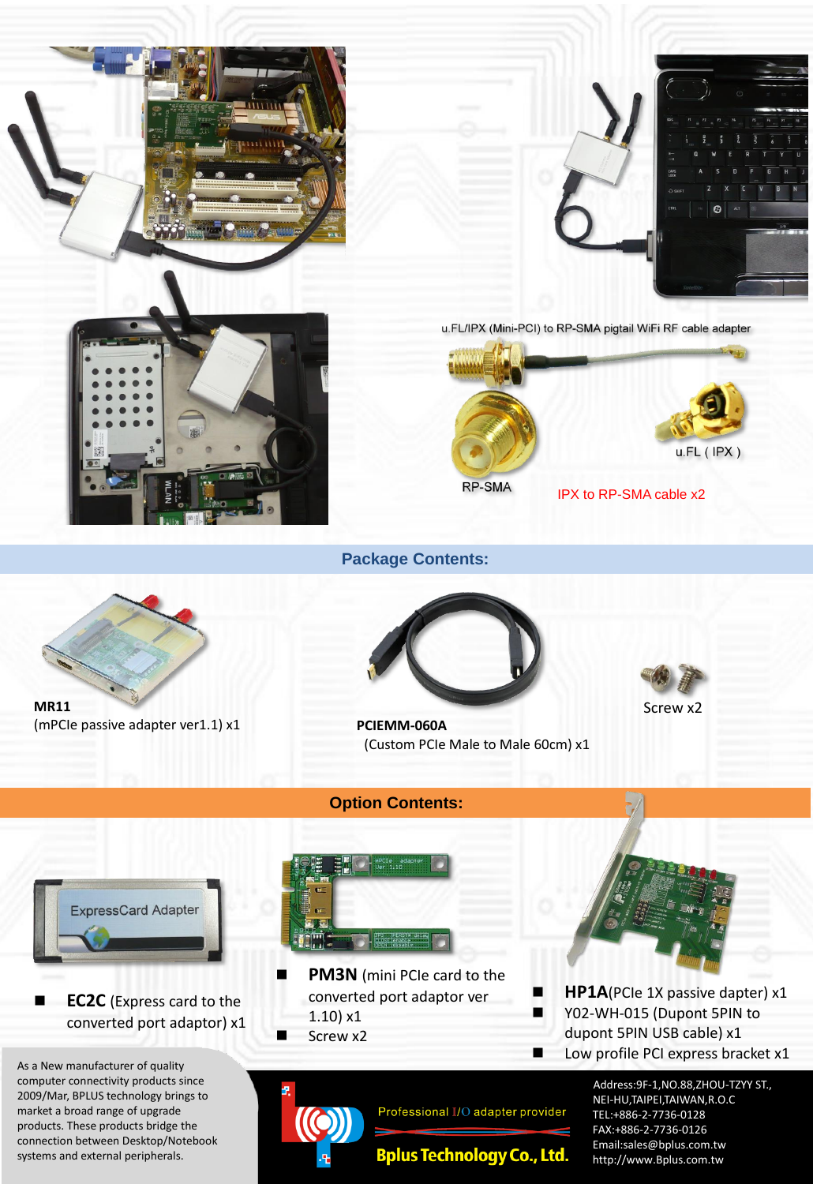u.FL/IPX (Mini-PCI) to RP-SMA pigtail WiFi RF cable adapter

RP-SMA

u.FL ( IPX )

IPX to RP-SMA cable x2

## Package Contents:

**MR11**
(mPCIe passive adapter ver1.1) x1

**PCIEMM-060A**
(Custom PCIe Male to Male 60cm) x1

Screw x2

## Option Contents:

ExpressCard Adapter

- **EC2C** (Express card to the converted port adaptor) x1

- **PM3N** (mini PCIe card to the converted port adaptor ver 1.10) x1
- Screw x2

- **HP1A**(PCIe 1X passive dapter) x1
- Y02-WH-015 (Dupont 5PIN to dupont 5PIN USB cable) x1
- Low profile PCI express bracket x1

As a New manufacturer of quality computer connectivity products since 2009/Mar, BPLUS technology brings to market a broad range of upgrade products. These products bridge the connection between Desktop/Notebook systems and external peripherals.

Professional I/O adapter provider

**Bplus Technology Co., Ltd.**

Address:9F-1,NO.88,ZHOU-TZYY ST., NEI-HU,TAIPEI,TAIWAN,R.O.C
TEL:+886-2-7736-0128
FAX:+886-2-7736-0126
Email:sales@bplus.com.tw
http://www.Bplus.com.tw